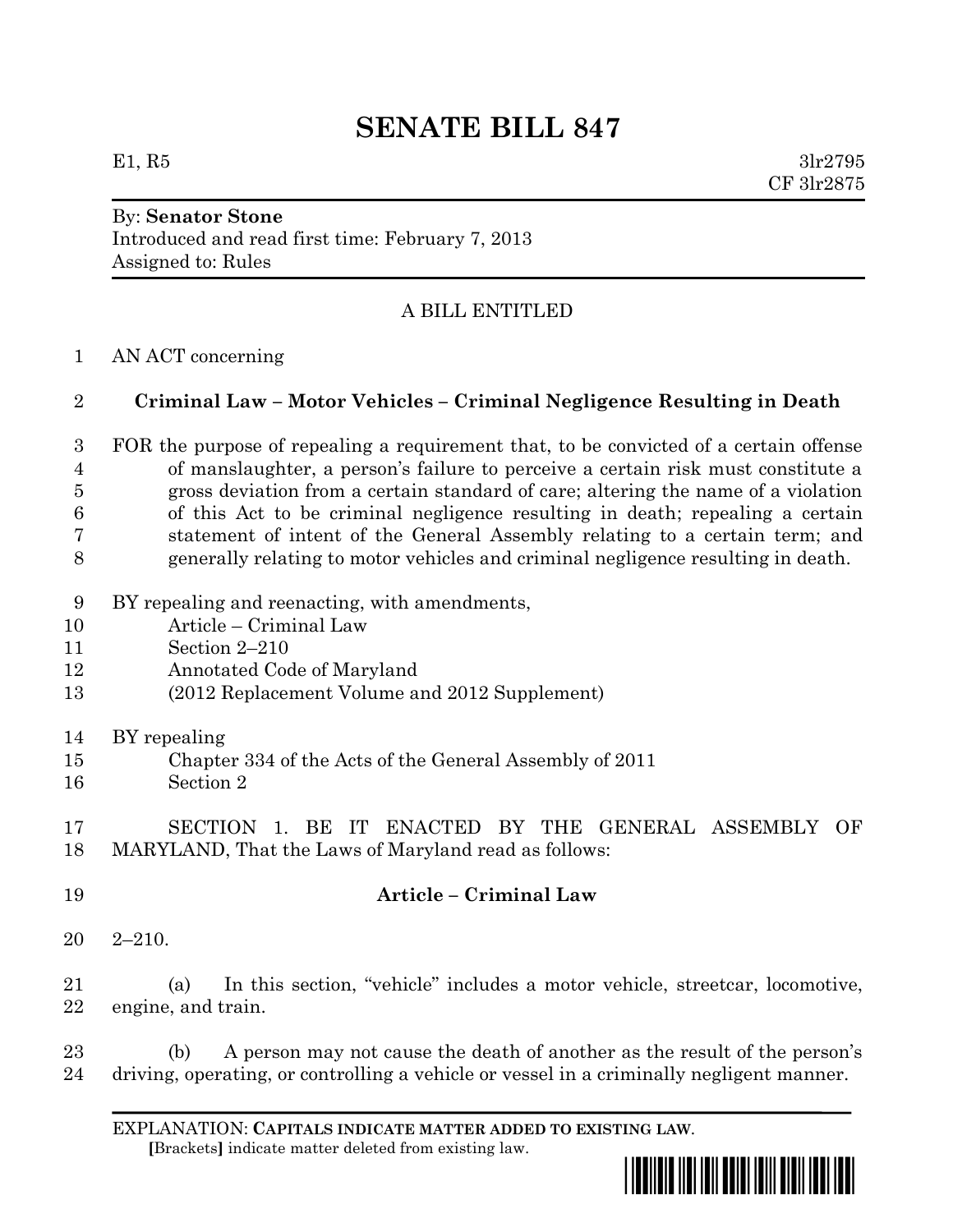# SENATE BILL 847

E1, R5 3lr2795
CF 3lr2875

By: **Senator Stone**
Introduced and read first time: February 7, 2013
Assigned to: Rules

A BILL ENTITLED

1 AN ACT concerning

2 **Criminal Law – Motor Vehicles – Criminal Negligence Resulting in Death**

3 FOR the purpose of repealing a requirement that, to be convicted of a certain offense
4 of manslaughter, a person's failure to perceive a certain risk must constitute a
5 gross deviation from a certain standard of care; altering the name of a violation
6 of this Act to be criminal negligence resulting in death; repealing a certain
7 statement of intent of the General Assembly relating to a certain term; and
8 generally relating to motor vehicles and criminal negligence resulting in death.

9 BY repealing and reenacting, with amendments,
10 Article – Criminal Law
11 Section 2–210
12 Annotated Code of Maryland
13 (2012 Replacement Volume and 2012 Supplement)

14 BY repealing
15 Chapter 334 of the Acts of the General Assembly of 2011
16 Section 2

17 SECTION 1. BE IT ENACTED BY THE GENERAL ASSEMBLY OF
18 MARYLAND, That the Laws of Maryland read as follows:

19 **Article – Criminal Law**

20 2–210.

21 (a) In this section, "vehicle" includes a motor vehicle, streetcar, locomotive,
22 engine, and train.

23 (b) A person may not cause the death of another as the result of the person's
24 driving, operating, or controlling a vehicle or vessel in a criminally negligent manner.

EXPLANATION: **CAPITALS INDICATE MATTER ADDED TO EXISTING LAW.**
**[**Brackets**]** indicate matter deleted from existing law.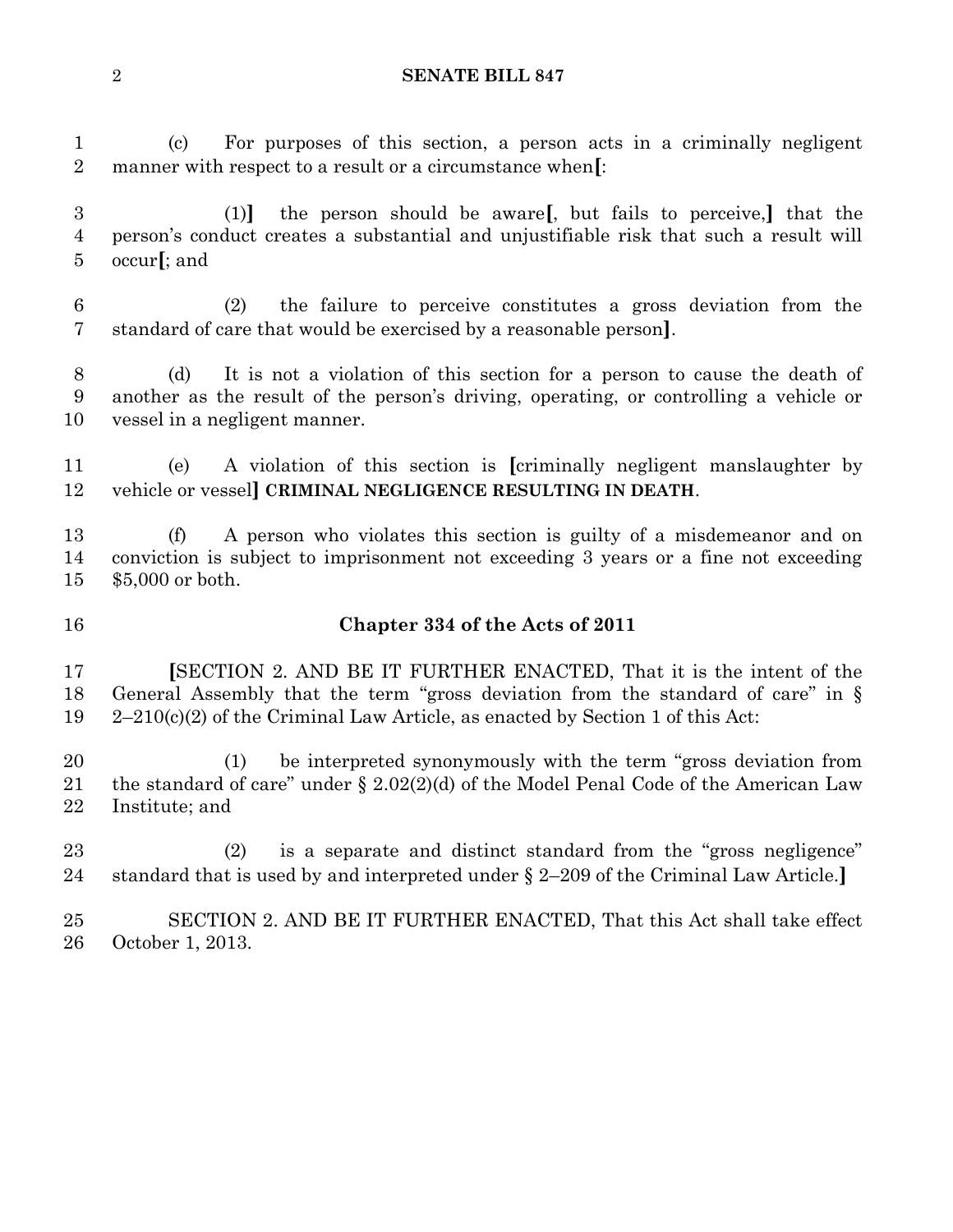(c) For purposes of this section, a person acts in a criminally negligent manner with respect to a result or a circumstance when[:

(1)] the person should be aware[, but fails to perceive,] that the person's conduct creates a substantial and unjustifiable risk that such a result will occur[; and

(2) the failure to perceive constitutes a gross deviation from the standard of care that would be exercised by a reasonable person].

(d) It is not a violation of this section for a person to cause the death of another as the result of the person's driving, operating, or controlling a vehicle or vessel in a negligent manner.

(e) A violation of this section is [criminally negligent manslaughter by vehicle or vessel] **CRIMINAL NEGLIGENCE RESULTING IN DEATH**.

(f) A person who violates this section is guilty of a misdemeanor and on conviction is subject to imprisonment not exceeding 3 years or a fine not exceeding $5,000 or both.

## Chapter 334 of the Acts of 2011

[SECTION 2. AND BE IT FURTHER ENACTED, That it is the intent of the General Assembly that the term "gross deviation from the standard of care" in § 2–210(c)(2) of the Criminal Law Article, as enacted by Section 1 of this Act:

(1) be interpreted synonymously with the term "gross deviation from the standard of care" under § 2.02(2)(d) of the Model Penal Code of the American Law Institute; and

(2) is a separate and distinct standard from the "gross negligence" standard that is used by and interpreted under § 2–209 of the Criminal Law Article.]

SECTION 2. AND BE IT FURTHER ENACTED, That this Act shall take effect October 1, 2013.